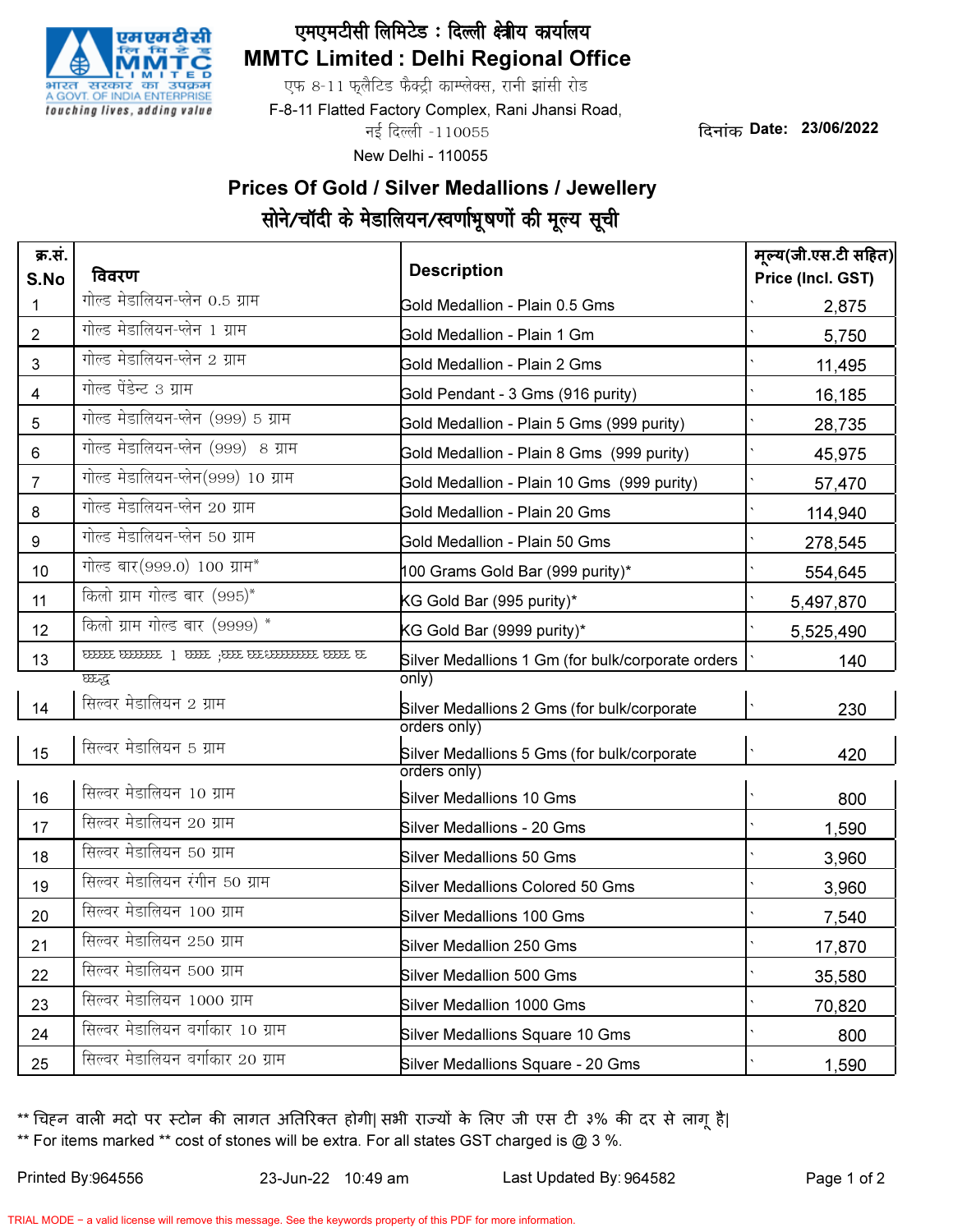एमएमटीसी लिमिटेड : दिल्ली क्षेत्रीय कार्यालय

# MMTC Limited : Delhi Regional Office

एफ 8-11 फ्लैटिड फैक्ट्री काम्प्लेक्स, रानी झांसी रोड
F-8-11 Flatted Factory Complex, Rani Jhansi Road,
नई दिल्ली -110055
New Delhi - 110055

दिनांक Date: 23/06/2022

## Prices Of Gold / Silver Medallions / Jewellery

## सोने/चाँदी के मेडालियन/स्वर्णाभूषणों की मूल्य सूची

| क्र.सं. S.No | विवरण | Description | मूल्य(जी.एस.टी सहित) Price (Incl. GST) |
|---|---|---|---|
| 1 | गोल्ड मेडालियन-प्लेन 0.5 ग्राम | Gold Medallion - Plain 0.5 Gms | 2,875 |
| 2 | गोल्ड मेडालियन-प्लेन 1 ग्राम | Gold Medallion - Plain 1 Gm | 5,750 |
| 3 | गोल्ड मेडालियन-प्लेन 2 ग्राम | Gold Medallion - Plain 2 Gms | 11,495 |
| 4 | गोल्ड पेंडेन्ट 3 ग्राम | Gold Pendant - 3 Gms (916 purity) | 16,185 |
| 5 | गोल्ड मेडालियन-प्लेन (999) 5 ग्राम | Gold Medallion - Plain 5 Gms (999 purity) | 28,735 |
| 6 | गोल्ड मेडालियन-प्लेन (999) 8 ग्राम | Gold Medallion - Plain 8 Gms (999 purity) | 45,975 |
| 7 | गोल्ड मेडालियन-प्लेन(999) 10 ग्राम | Gold Medallion - Plain 10 Gms (999 purity) | 57,470 |
| 8 | गोल्ड मेडालियन-प्लेन 20 ग्राम | Gold Medallion - Plain 20 Gms | 114,940 |
| 9 | गोल्ड मेडालियन-प्लेन 50 ग्राम | Gold Medallion - Plain 50 Gms | 278,545 |
| 10 | गोल्ड बार(999.0) 100 ग्राम* | 100 Grams Gold Bar (999 purity)* | 554,645 |
| 11 | किलो ग्राम गोल्ड बार (995)* | KG Gold Bar (995 purity)* | 5,497,870 |
| 12 | किलो ग्राम गोल्ड बार (9999) * | KG Gold Bar (9999 purity)* | 5,525,490 |
| 13 | | Silver Medallions 1 Gm (for bulk/corporate orders only) | 140 |
| 14 | सिल्वर मेडालियन 2 ग्राम | Silver Medallions 2 Gms (for bulk/corporate orders only) | 230 |
| 15 | सिल्वर मेडालियन 5 ग्राम | Silver Medallions 5 Gms (for bulk/corporate orders only) | 420 |
| 16 | सिल्वर मेडालियन 10 ग्राम | Silver Medallions 10 Gms | 800 |
| 17 | सिल्वर मेडालियन 20 ग्राम | Silver Medallions - 20 Gms | 1,590 |
| 18 | सिल्वर मेडालियन 50 ग्राम | Silver Medallions 50 Gms | 3,960 |
| 19 | सिल्वर मेडालियन रंगीन 50 ग्राम | Silver Medallions Colored 50 Gms | 3,960 |
| 20 | सिल्वर मेडालियन 100 ग्राम | Silver Medallions 100 Gms | 7,540 |
| 21 | सिल्वर मेडालियन 250 ग्राम | Silver Medallion 250 Gms | 17,870 |
| 22 | सिल्वर मेडालियन 500 ग्राम | Silver Medallion 500 Gms | 35,580 |
| 23 | सिल्वर मेडालियन 1000 ग्राम | Silver Medallion 1000 Gms | 70,820 |
| 24 | सिल्वर मेडालियन वर्गाकार 10 ग्राम | Silver Medallions Square 10 Gms | 800 |
| 25 | सिल्वर मेडालियन वर्गाकार 20 ग्राम | Silver Medallions Square - 20 Gms | 1,590 |

** चिहन वाली मदो पर स्टोन की लागत अतिरिक्त होगी| सभी राज्यों के लिए जी एस टी ३% की दर से लागू है|

** For items marked ** cost of stones will be extra. For all states GST charged is @ 3 %.

Printed By:964556 23-Jun-22 10:49 am Last Updated By: 964582

TRIAL MODE − a valid license will remove this message. See the keywords property of this PDF for more information.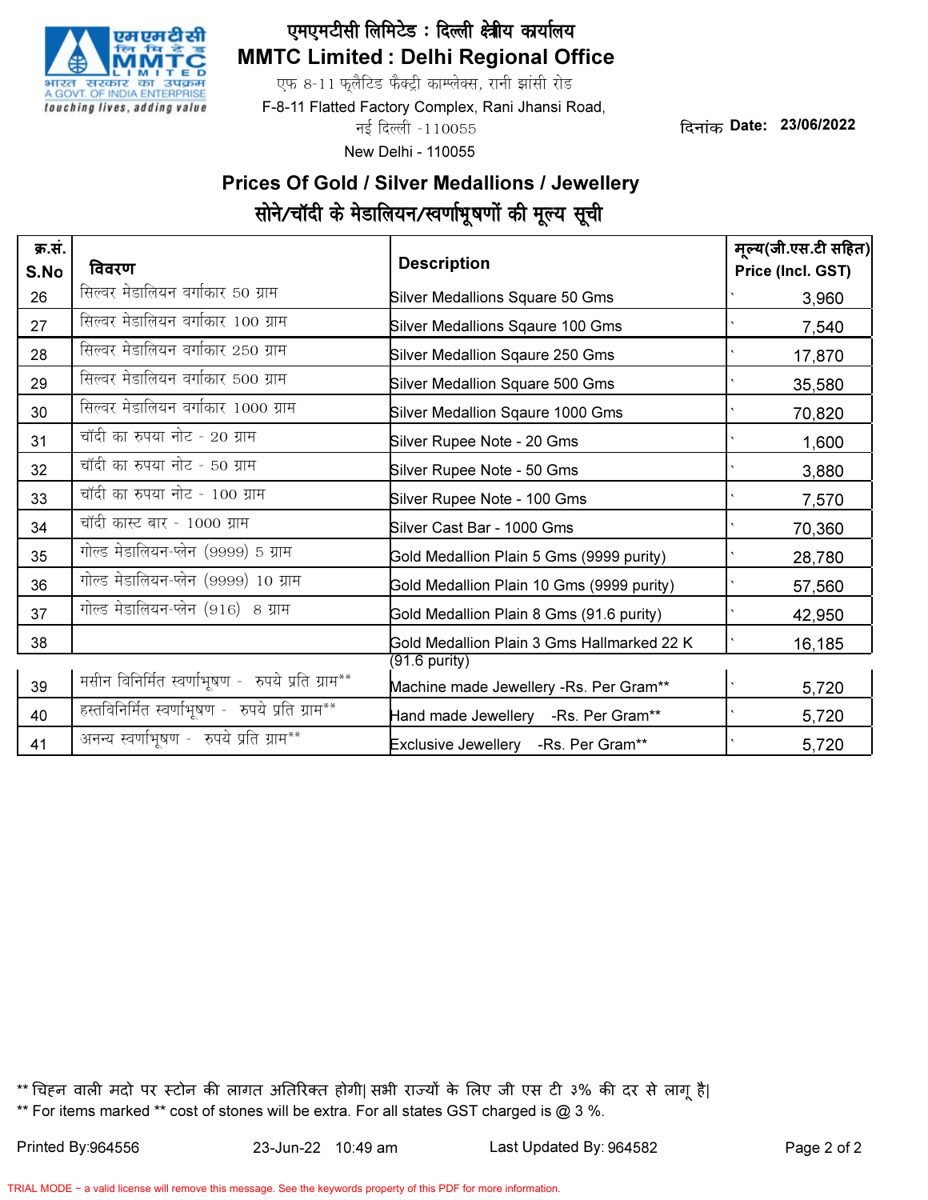एमएमटीसी लिमिटेड : दिल्ली क्षेत्रीय कार्यालय

# MMTC Limited : Delhi Regional Office

एफ 8-11 फ्लैटिड फैक्ट्री काम्प्लेक्स, रानी झांसी रोड

F-8-11 Flatted Factory Complex, Rani Jhansi Road,

नई दिल्ली -110055

New Delhi - 110055

दिनांक Date: 23/06/2022

## Prices Of Gold / Silver Medallions / Jewellery

## सोने/चाँदी के मेडालियन/स्वर्णाभूषणों की मूल्य सूची

| क्र.सं. S.No | विवरण | Description | मूल्य(जी.एस.टी सहित) Price (Incl. GST) |
|---|---|---|---|
| 26 | सिल्वर मेडालियन वर्गाकार 50 ग्राम | Silver Medallions Square 50 Gms | ` 3,960 |
| 27 | सिल्वर मेडालियन वर्गाकार 100 ग्राम | Silver Medallions Sqaure 100 Gms | ` 7,540 |
| 28 | सिल्वर मेडालियन वर्गाकार 250 ग्राम | Silver Medallion Sqaure 250 Gms | ` 17,870 |
| 29 | सिल्वर मेडालियन वर्गाकार 500 ग्राम | Silver Medallion Square 500 Gms | ` 35,580 |
| 30 | सिल्वर मेडालियन वर्गाकार 1000 ग्राम | Silver Medallion Sqaure 1000 Gms | ` 70,820 |
| 31 | चाँदी का रुपया नोट - 20 ग्राम | Silver Rupee Note - 20 Gms | ` 1,600 |
| 32 | चाँदी का रुपया नोट - 50 ग्राम | Silver Rupee Note - 50 Gms | ` 3,880 |
| 33 | चाँदी का रुपया नोट - 100 ग्राम | Silver Rupee Note - 100 Gms | ` 7,570 |
| 34 | चाँदी कास्ट बार - 1000 ग्राम | Silver Cast Bar - 1000 Gms | ` 70,360 |
| 35 | गोल्ड मेडालियन-प्लेन (9999) 5 ग्राम | Gold Medallion Plain 5 Gms (9999 purity) | ` 28,780 |
| 36 | गोल्ड मेडालियन-प्लेन (9999) 10 ग्राम | Gold Medallion Plain 10 Gms (9999 purity) | ` 57,560 |
| 37 | गोल्ड मेडालियन-प्लेन (916) 8 ग्राम | Gold Medallion Plain 8 Gms (91.6 purity) | ` 42,950 |
| 38 | | Gold Medallion Plain 3 Gms Hallmarked 22 K (91.6 purity) | ` 16,185 |
| 39 | मसीन विनिर्मित स्वर्णाभूषण - रुपये प्रति ग्राम** | Machine made Jewellery -Rs. Per Gram** | ` 5,720 |
| 40 | हस्तविनिर्मित स्वर्णाभूषण - रुपये प्रति ग्राम** | Hand made Jewellery -Rs. Per Gram** | ` 5,720 |
| 41 | अनन्य स्वर्णाभूषण - रुपये प्रति ग्राम** | Exclusive Jewellery -Rs. Per Gram** | ` 5,720 |

** चिह्न वाली मदो पर स्टोन की लागत अतिरिक्त होगी| सभी राज्यों के लिए जी एस टी ३% की दर से लागू है|

** For items marked ** cost of stones will be extra. For all states GST charged is @ 3 %.

Printed By:964556 23-Jun-22 10:49 am Last Updated By: 964582

TRIAL MODE − a valid license will remove this message. See the keywords property of this PDF for more information.